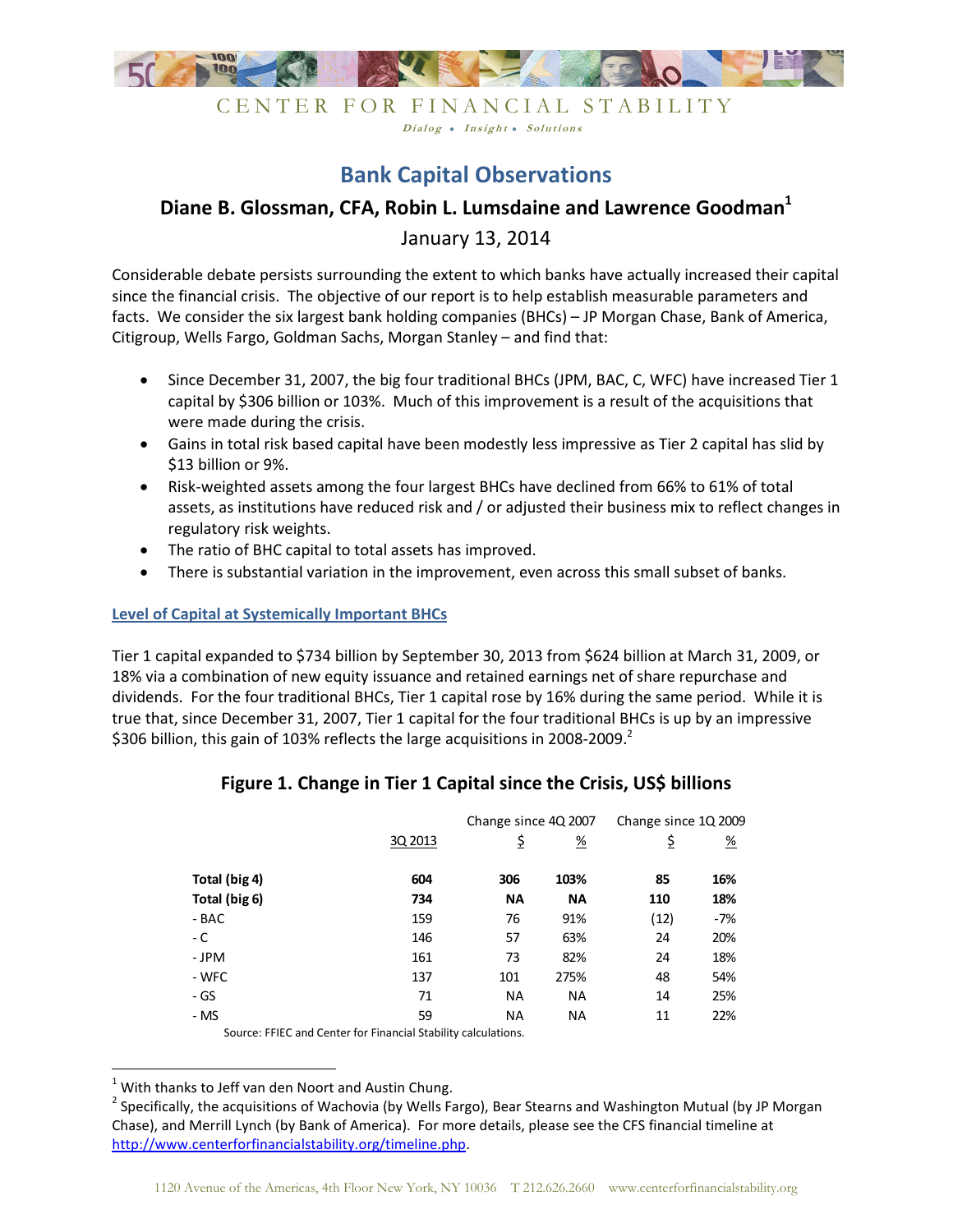CENTER FOR FINANCIAL STABILITY

*Dialog • Insight • Solutions*

# Bank Capital Observations

## Diane B. Glossman, CFA, Robin L. Lumsdaine and Lawrence Goodman[1]

January 13, 2014

Considerable debate persists surrounding the extent to which banks have actually increased their capital since the financial crisis. The objective of our report is to help establish measurable parameters and facts. We consider the six largest bank holding companies (BHCs) – JP Morgan Chase, Bank of America, Citigroup, Wells Fargo, Goldman Sachs, Morgan Stanley – and find that:

- Since December 31, 2007, the big four traditional BHCs (JPM, BAC, C, WFC) have increased Tier 1 capital by $306 billion or 103%. Much of this improvement is a result of the acquisitions that were made during the crisis.
- Gains in total risk based capital have been modestly less impressive as Tier 2 capital has slid by $13 billion or 9%.
- Risk-weighted assets among the four largest BHCs have declined from 66% to 61% of total assets, as institutions have reduced risk and / or adjusted their business mix to reflect changes in regulatory risk weights.
- The ratio of BHC capital to total assets has improved.
- There is substantial variation in the improvement, even across this small subset of banks.

### Level of Capital at Systemically Important BHCs

Tier 1 capital expanded to $734 billion by September 30, 2013 from $624 billion at March 31, 2009, or 18% via a combination of new equity issuance and retained earnings net of share repurchase and dividends. For the four traditional BHCs, Tier 1 capital rose by 16% during the same period. While it is true that, since December 31, 2007, Tier 1 capital for the four traditional BHCs is up by an impressive $306 billion, this gain of 103% reflects the large acquisitions in 2008-2009.[2]

**Figure 1. Change in Tier 1 Capital since the Crisis, US$ billions**

| | | Change since 4Q 2007 | | Change since 1Q 2009 | |
|---|---|---|---|---|---|
| | 3Q 2013 | $ | % | $ | % |
| **Total (big 4)** | **604** | **306** | **103%** | **85** | **16%** |
| **Total (big 6)** | **734** | **NA** | **NA** | **110** | **18%** |
| - BAC | 159 | 76 | 91% | (12) | -7% |
| - C | 146 | 57 | 63% | 24 | 20% |
| - JPM | 161 | 73 | 82% | 24 | 18% |
| - WFC | 137 | 101 | 275% | 48 | 54% |
| - GS | 71 | NA | NA | 14 | 25% |
| - MS | 59 | NA | NA | 11 | 22% |

Source: FFIEC and Center for Financial Stability calculations.

[1] With thanks to Jeff van den Noort and Austin Chung.

[2] Specifically, the acquisitions of Wachovia (by Wells Fargo), Bear Stearns and Washington Mutual (by JP Morgan Chase), and Merrill Lynch (by Bank of America). For more details, please see the CFS financial timeline at http://www.centerforfinancialstability.org/timeline.php.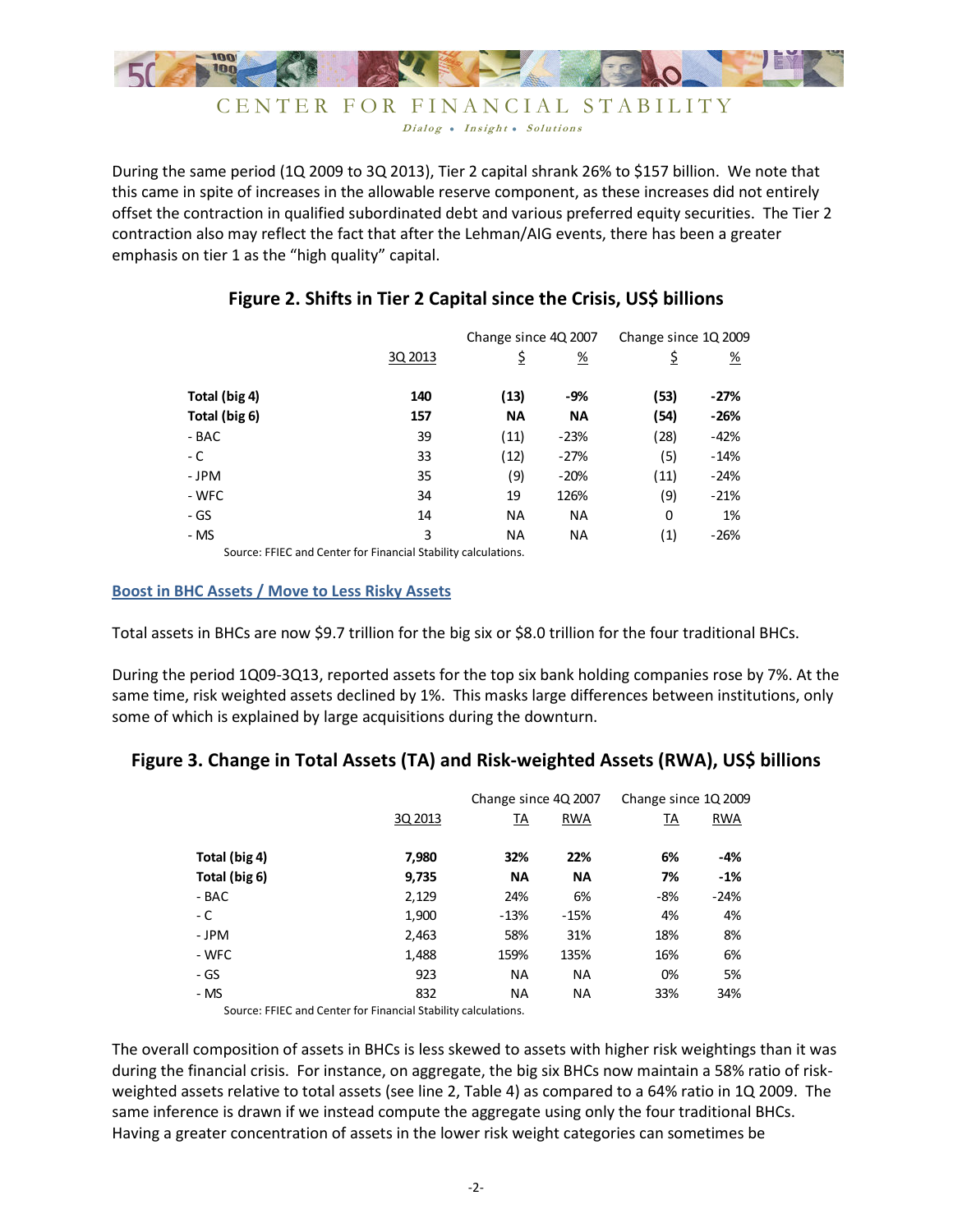During the same period (1Q 2009 to 3Q 2013), Tier 2 capital shrank 26% to $157 billion. We note that this came in spite of increases in the allowable reserve component, as these increases did not entirely offset the contraction in qualified subordinated debt and various preferred equity securities. The Tier 2 contraction also may reflect the fact that after the Lehman/AIG events, there has been a greater emphasis on tier 1 as the "high quality" capital.

## Figure 2. Shifts in Tier 2 Capital since the Crisis, US$ billions

| | | Change since 4Q 2007 | | Change since 1Q 2009 | |
|---|---|---|---|---|---|
| | 3Q 2013 | $ | % | $ | % |
| **Total (big 4)** | **140** | **(13)** | **-9%** | **(53)** | **-27%** |
| **Total (big 6)** | **157** | **NA** | **NA** | **(54)** | **-26%** |
| - BAC | 39 | (11) | -23% | (28) | -42% |
| - C | 33 | (12) | -27% | (5) | -14% |
| - JPM | 35 | (9) | -20% | (11) | -24% |
| - WFC | 34 | 19 | 126% | (9) | -21% |
| - GS | 14 | NA | NA | 0 | 1% |
| - MS | 3 | NA | NA | (1) | -26% |

Source: FFIEC and Center for Financial Stability calculations.

### Boost in BHC Assets / Move to Less Risky Assets

Total assets in BHCs are now $9.7 trillion for the big six or $8.0 trillion for the four traditional BHCs.

During the period 1Q09-3Q13, reported assets for the top six bank holding companies rose by 7%. At the same time, risk weighted assets declined by 1%. This masks large differences between institutions, only some of which is explained by large acquisitions during the downturn.

## Figure 3. Change in Total Assets (TA) and Risk-weighted Assets (RWA), US$ billions

| | | Change since 4Q 2007 | | Change since 1Q 2009 | |
|---|---|---|---|---|---|
| | 3Q 2013 | TA | RWA | TA | RWA |
| **Total (big 4)** | **7,980** | **32%** | **22%** | **6%** | **-4%** |
| **Total (big 6)** | **9,735** | **NA** | **NA** | **7%** | **-1%** |
| - BAC | 2,129 | 24% | 6% | -8% | -24% |
| - C | 1,900 | -13% | -15% | 4% | 4% |
| - JPM | 2,463 | 58% | 31% | 18% | 8% |
| - WFC | 1,488 | 159% | 135% | 16% | 6% |
| - GS | 923 | NA | NA | 0% | 5% |
| - MS | 832 | NA | NA | 33% | 34% |

Source: FFIEC and Center for Financial Stability calculations.

The overall composition of assets in BHCs is less skewed to assets with higher risk weightings than it was during the financial crisis. For instance, on aggregate, the big six BHCs now maintain a 58% ratio of risk-weighted assets relative to total assets (see line 2, Table 4) as compared to a 64% ratio in 1Q 2009. The same inference is drawn if we instead compute the aggregate using only the four traditional BHCs. Having a greater concentration of assets in the lower risk weight categories can sometimes be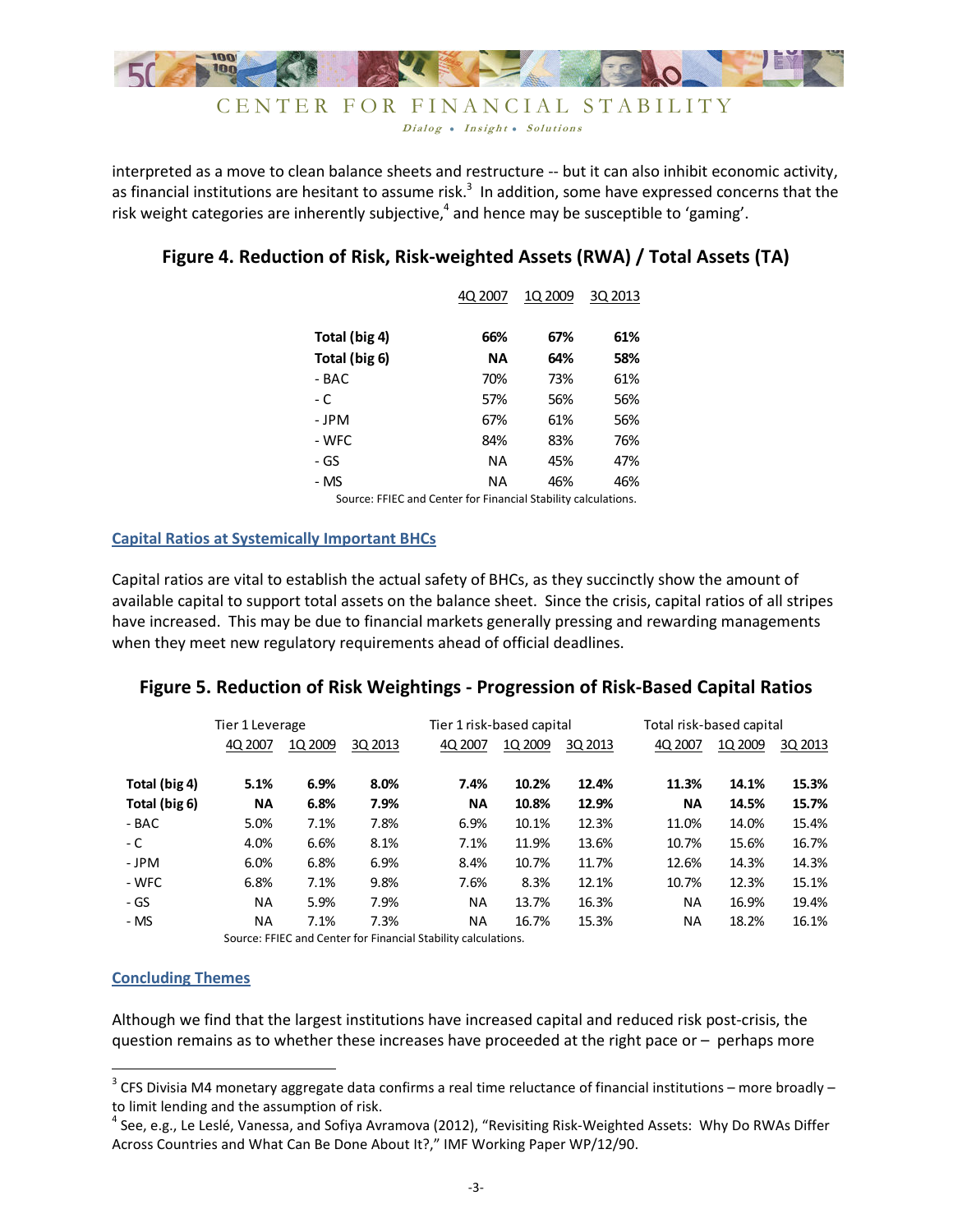interpreted as a move to clean balance sheets and restructure -- but it can also inhibit economic activity, as financial institutions are hesitant to assume risk.[3] In addition, some have expressed concerns that the risk weight categories are inherently subjective,[4] and hence may be susceptible to 'gaming'.

## Figure 4. Reduction of Risk, Risk-weighted Assets (RWA) / Total Assets (TA)

| | 4Q 2007 | 1Q 2009 | 3Q 2013 |
|---|---|---|---|
| **Total (big 4)** | **66%** | **67%** | **61%** |
| **Total (big 6)** | **NA** | **64%** | **58%** |
| - BAC | 70% | 73% | 61% |
| - C | 57% | 56% | 56% |
| - JPM | 67% | 61% | 56% |
| - WFC | 84% | 83% | 76% |
| - GS | NA | 45% | 47% |
| - MS | NA | 46% | 46% |

Source: FFIEC and Center for Financial Stability calculations.

### Capital Ratios at Systemically Important BHCs

Capital ratios are vital to establish the actual safety of BHCs, as they succinctly show the amount of available capital to support total assets on the balance sheet. Since the crisis, capital ratios of all stripes have increased. This may be due to financial markets generally pressing and rewarding managements when they meet new regulatory requirements ahead of official deadlines.

## Figure 5. Reduction of Risk Weightings - Progression of Risk-Based Capital Ratios

| | Tier 1 Leverage | | | Tier 1 risk-based capital | | | Total risk-based capital | | |
|---|---|---|---|---|---|---|---|---|---|
| | 4Q 2007 | 1Q 2009 | 3Q 2013 | 4Q 2007 | 1Q 2009 | 3Q 2013 | 4Q 2007 | 1Q 2009 | 3Q 2013 |
| **Total (big 4)** | **5.1%** | **6.9%** | **8.0%** | **7.4%** | **10.2%** | **12.4%** | **11.3%** | **14.1%** | **15.3%** |
| **Total (big 6)** | **NA** | **6.8%** | **7.9%** | **NA** | **10.8%** | **12.9%** | **NA** | **14.5%** | **15.7%** |
| - BAC | 5.0% | 7.1% | 7.8% | 6.9% | 10.1% | 12.3% | 11.0% | 14.0% | 15.4% |
| - C | 4.0% | 6.6% | 8.1% | 7.1% | 11.9% | 13.6% | 10.7% | 15.6% | 16.7% |
| - JPM | 6.0% | 6.8% | 6.9% | 8.4% | 10.7% | 11.7% | 12.6% | 14.3% | 14.3% |
| - WFC | 6.8% | 7.1% | 9.8% | 7.6% | 8.3% | 12.1% | 10.7% | 12.3% | 15.1% |
| - GS | NA | 5.9% | 7.9% | NA | 13.7% | 16.3% | NA | 16.9% | 19.4% |
| - MS | NA | 7.1% | 7.3% | NA | 16.7% | 15.3% | NA | 18.2% | 16.1% |

Source: FFIEC and Center for Financial Stability calculations.

### Concluding Themes

Although we find that the largest institutions have increased capital and reduced risk post-crisis, the question remains as to whether these increases have proceeded at the right pace or – perhaps more

---

[3] CFS Divisia M4 monetary aggregate data confirms a real time reluctance of financial institutions – more broadly – to limit lending and the assumption of risk.

[4] See, e.g., Le Leslé, Vanessa, and Sofiya Avramova (2012), "Revisiting Risk-Weighted Assets: Why Do RWAs Differ Across Countries and What Can Be Done About It?," IMF Working Paper WP/12/90.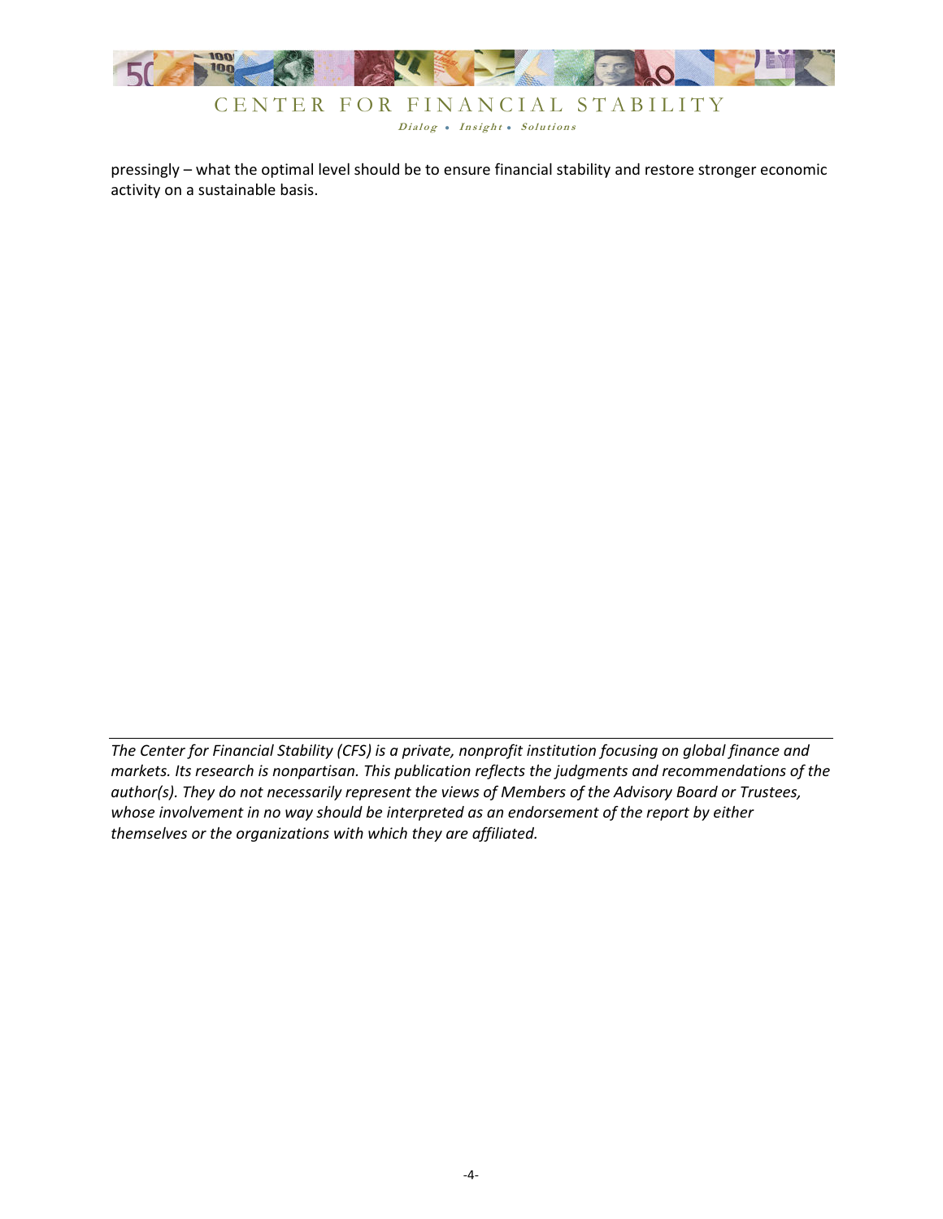pressingly – what the optimal level should be to ensure financial stability and restore stronger economic activity on a sustainable basis.

---

*The Center for Financial Stability (CFS) is a private, nonprofit institution focusing on global finance and markets. Its research is nonpartisan. This publication reflects the judgments and recommendations of the author(s). They do not necessarily represent the views of Members of the Advisory Board or Trustees, whose involvement in no way should be interpreted as an endorsement of the report by either themselves or the organizations with which they are affiliated.*